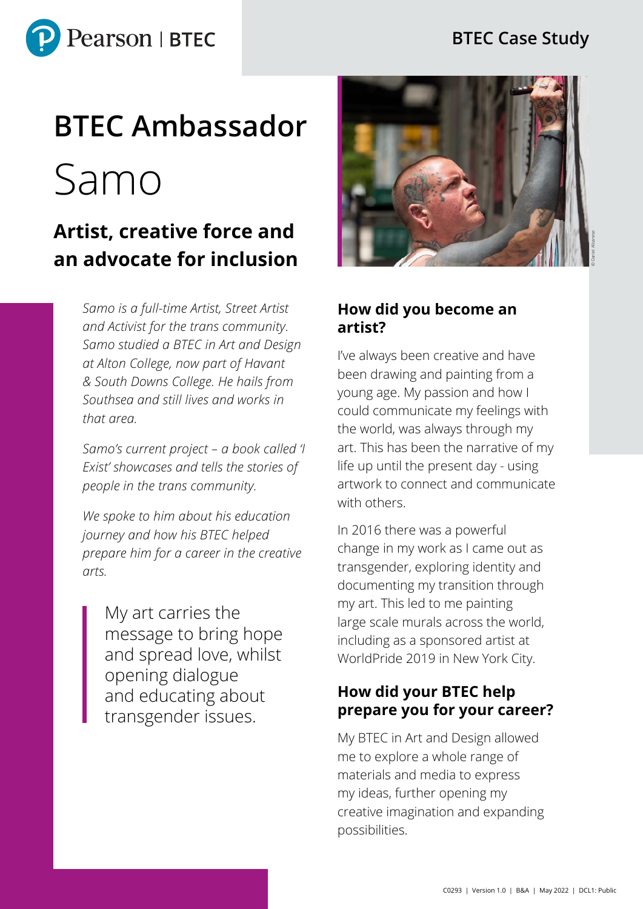# BTEC Ambassador

# Samo

## Artist, creative force and an advocate for inclusion

*Samo is a full-time Artist, Street Artist and Activist for the trans community. Samo studied a BTEC in Art and Design at Alton College, now part of Havant & South Downs College. He hails from Southsea and still lives and works in that area.*

*Samo's current project – a book called 'I Exist' showcases and tells the stories of people in the trans community.*

*We spoke to him about his education journey and how his BTEC helped prepare him for a career in the creative arts.*

> My art carries the message to bring hope and spread love, whilst opening dialogue and educating about transgender issues.

© Daniel Albanese

### How did you become an artist?

I've always been creative and have been drawing and painting from a young age. My passion and how I could communicate my feelings with the world, was always through my art. This has been the narrative of my life up until the present day - using artwork to connect and communicate with others.

In 2016 there was a powerful change in my work as I came out as transgender, exploring identity and documenting my transition through my art. This led to me painting large scale murals across the world, including as a sponsored artist at WorldPride 2019 in New York City.

### How did your BTEC help prepare you for your career?

My BTEC in Art and Design allowed me to explore a whole range of materials and media to express my ideas, further opening my creative imagination and expanding possibilities.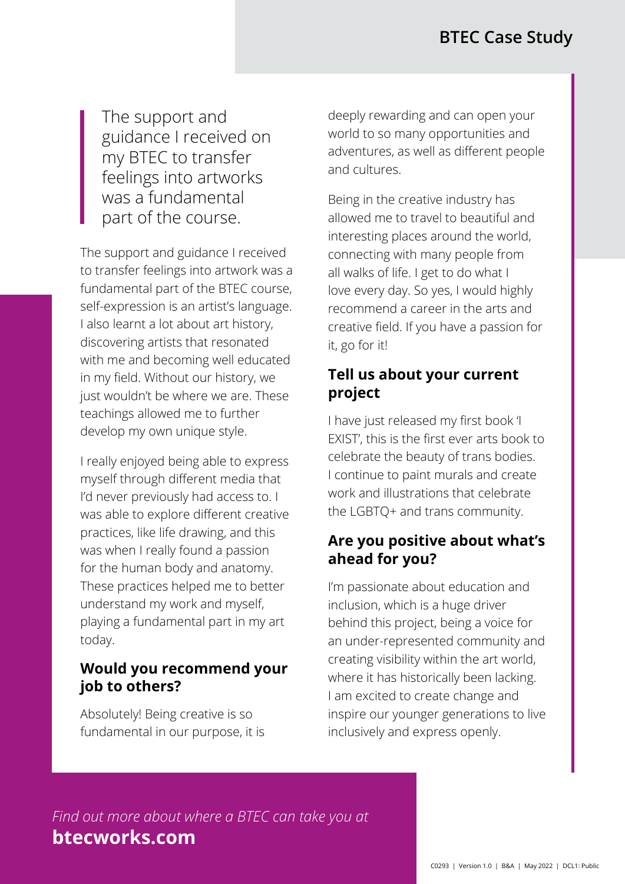> The support and guidance I received on my BTEC to transfer feelings into artworks was a fundamental part of the course.

The support and guidance I received to transfer feelings into artwork was a fundamental part of the BTEC course, self-expression is an artist's language. I also learnt a lot about art history, discovering artists that resonated with me and becoming well educated in my field. Without our history, we just wouldn't be where we are. These teachings allowed me to further develop my own unique style.

I really enjoyed being able to express myself through different media that I'd never previously had access to. I was able to explore different creative practices, like life drawing, and this was when I really found a passion for the human body and anatomy. These practices helped me to better understand my work and myself, playing a fundamental part in my art today.

### Would you recommend your job to others?

Absolutely! Being creative is so fundamental in our purpose, it is deeply rewarding and can open your world to so many opportunities and adventures, as well as different people and cultures.

Being in the creative industry has allowed me to travel to beautiful and interesting places around the world, connecting with many people from all walks of life. I get to do what I love every day. So yes, I would highly recommend a career in the arts and creative field. If you have a passion for it, go for it!

### Tell us about your current project

I have just released my first book 'I EXIST', this is the first ever arts book to celebrate the beauty of trans bodies. I continue to paint murals and create work and illustrations that celebrate the LGBTQ+ and trans community.

### Are you positive about what's ahead for you?

I'm passionate about education and inclusion, which is a huge driver behind this project, being a voice for an under-represented community and creating visibility within the art world, where it has historically been lacking. I am excited to create change and inspire our younger generations to live inclusively and express openly.

*Find out more about where a BTEC can take you at*
**btecworks.com**

C0293 | Version 1.0 | B&A | May 2022 | DCL1: Public